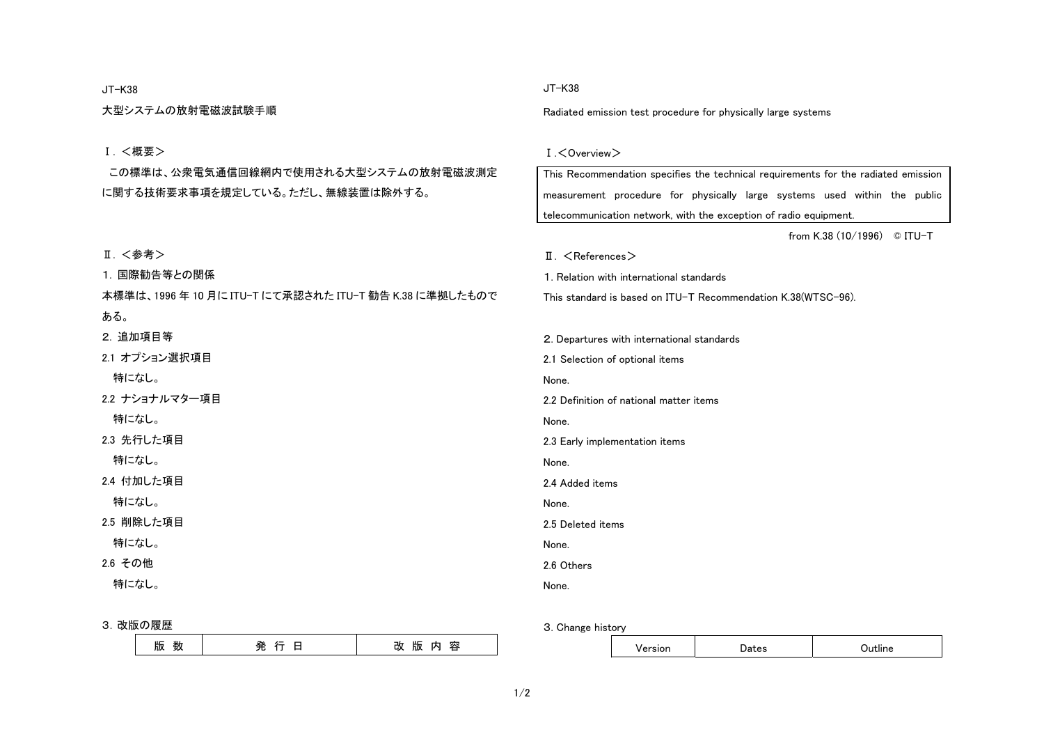JT-K38

# 大型システムの放射電磁波試験手順

## Ⅰ．＜概要＞

この標準は、公衆電気通信回線網内で使用される大型システムの放射電磁波測定に関する技術要求事項を規定している。ただし、無線装置は除外する。

## Ⅱ．＜参考＞

### 1. 国際勧告等との関係

本標準は、1996 年 10 月に ITU-T にて承認された ITU-T 勧告 K.38 に準拠したものである。

### 2. 追加項目等

2.1 オプション選択項目

特になし。

2.2 ナショナルマター項目

特になし。

2.3 先行した項目

特になし。

2.4 付加した項目

特になし。

2.5 削除した項目

特になし。

2.6 その他

特になし。

### 3. 改版の履歴

| 版 数 | 発 行 日 | 改 版 内 容 |
|---|---|---|

JT-K38

# Radiated emission test procedure for physically large systems

## Ⅰ.＜Overview＞

This Recommendation specifies the technical requirements for the radiated emission measurement procedure for physically large systems used within the public telecommunication network, with the exception of radio equipment.

from K.38 (10/1996) © ITU-T

## Ⅱ. ＜References＞

### 1. Relation with international standards

This standard is based on ITU-T Recommendation K.38(WTSC-96).

### 2. Departures with international standards

2.1 Selection of optional items

None.

2.2 Definition of national matter items

None.

2.3 Early implementation items

None.

2.4 Added items

None.

2.5 Deleted items

None.

2.6 Others

None.

### 3. Change history

| Version | Dates | Outline |
|---|---|---|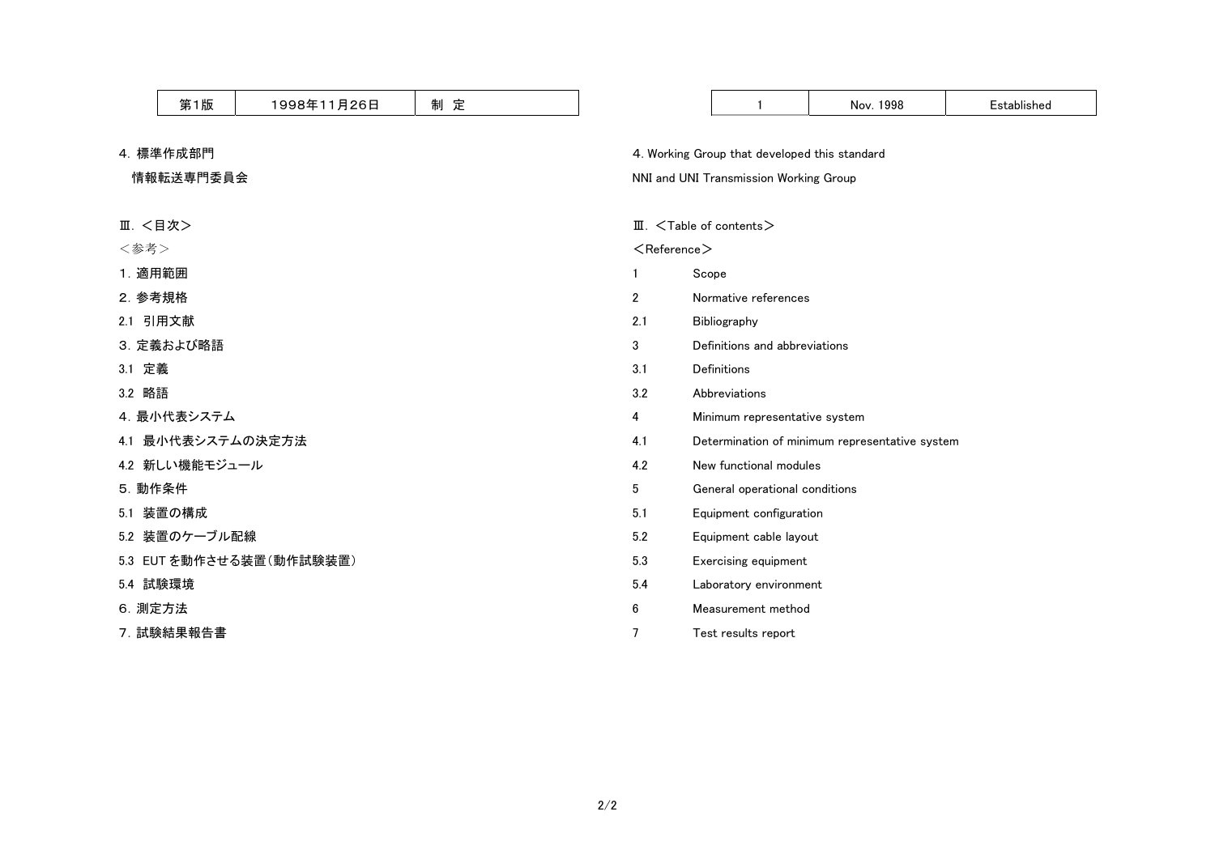| | | |
|---|---|---|
| 第1版 | 1998年11月26日 | 制 定 |

| | | |
|---|---|---|
| 1 | Nov. 1998 | Established |

4. 標準作成部門

情報転送専門委員会

Ⅲ. <目次>

<参考>

1. 適用範囲

2. 参考規格

2.1 引用文献

3. 定義および略語

3.1 定義

3.2 略語

4. 最小代表システム

4.1 最小代表システムの決定方法

4.2 新しい機能モジュール

5. 動作条件

5.1 装置の構成

5.2 装置のケーブル配線

5.3 EUT を動作させる装置(動作試験装置)

5.4 試験環境

6. 測定方法

7. 試験結果報告書

4. Working Group that developed this standard

NNI and UNI Transmission Working Group

Ⅲ. <Table of contents>

<Reference>

1 Scope

2 Normative references

2.1 Bibliography

3 Definitions and abbreviations

3.1 Definitions

3.2 Abbreviations

4 Minimum representative system

4.1 Determination of minimum representative system

4.2 New functional modules

5 General operational conditions

5.1 Equipment configuration

5.2 Equipment cable layout

5.3 Exercising equipment

5.4 Laboratory environment

6 Measurement method

7 Test results report